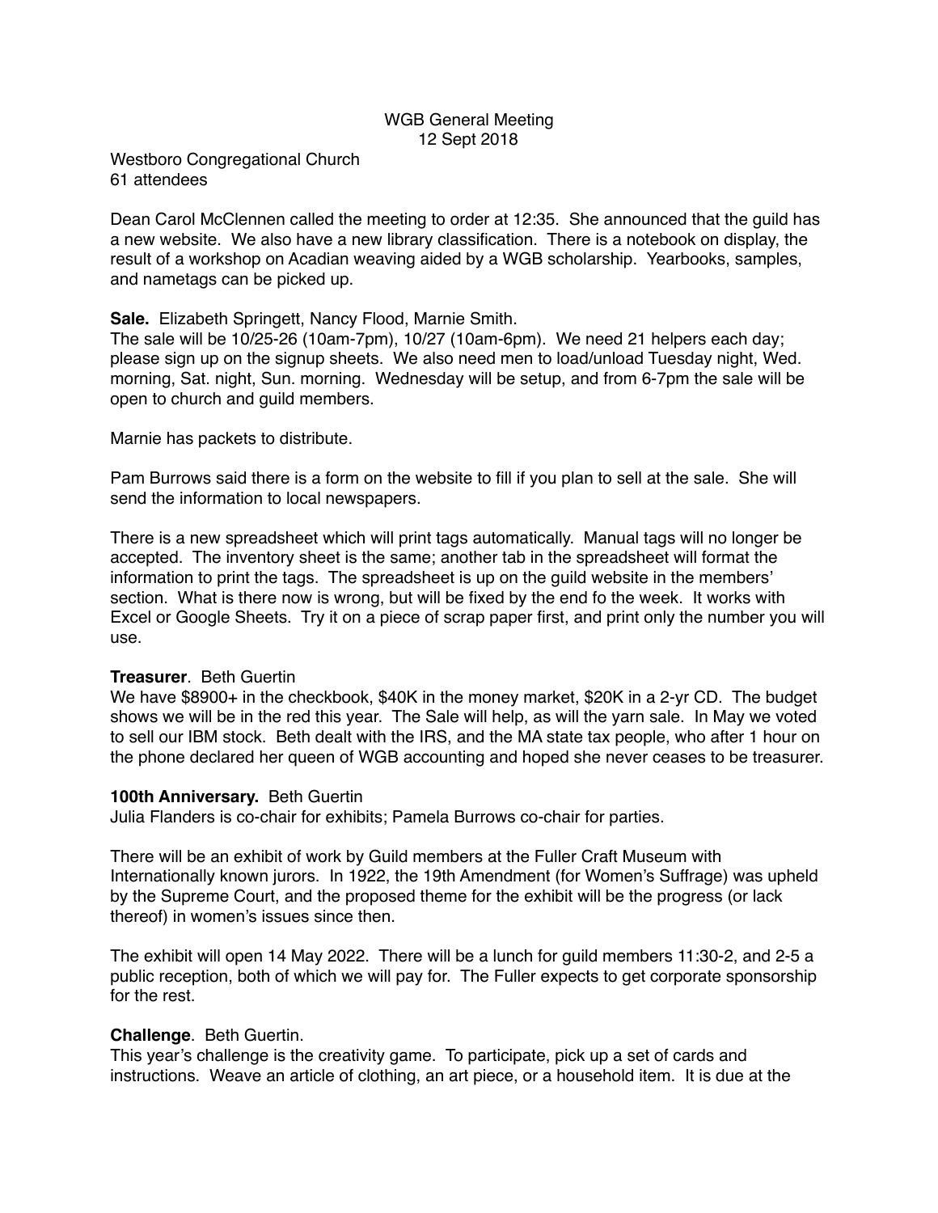WGB General Meeting
12 Sept 2018

Westboro Congregational Church
61 attendees

Dean Carol McClennen called the meeting to order at 12:35. She announced that the guild has a new website. We also have a new library classification. There is a notebook on display, the result of a workshop on Acadian weaving aided by a WGB scholarship. Yearbooks, samples, and nametags can be picked up.

**Sale.** Elizabeth Springett, Nancy Flood, Marnie Smith.
The sale will be 10/25-26 (10am-7pm), 10/27 (10am-6pm). We need 21 helpers each day; please sign up on the signup sheets. We also need men to load/unload Tuesday night, Wed. morning, Sat. night, Sun. morning. Wednesday will be setup, and from 6-7pm the sale will be open to church and guild members.

Marnie has packets to distribute.

Pam Burrows said there is a form on the website to fill if you plan to sell at the sale. She will send the information to local newspapers.

There is a new spreadsheet which will print tags automatically. Manual tags will no longer be accepted. The inventory sheet is the same; another tab in the spreadsheet will format the information to print the tags. The spreadsheet is up on the guild website in the members' section. What is there now is wrong, but will be fixed by the end fo the week. It works with Excel or Google Sheets. Try it on a piece of scrap paper first, and print only the number you will use.

**Treasurer**. Beth Guertin
We have $8900+ in the checkbook, $40K in the money market, $20K in a 2-yr CD. The budget shows we will be in the red this year. The Sale will help, as will the yarn sale. In May we voted to sell our IBM stock. Beth dealt with the IRS, and the MA state tax people, who after 1 hour on the phone declared her queen of WGB accounting and hoped she never ceases to be treasurer.

**100th Anniversary.** Beth Guertin
Julia Flanders is co-chair for exhibits; Pamela Burrows co-chair for parties.

There will be an exhibit of work by Guild members at the Fuller Craft Museum with Internationally known jurors. In 1922, the 19th Amendment (for Women's Suffrage) was upheld by the Supreme Court, and the proposed theme for the exhibit will be the progress (or lack thereof) in women's issues since then.

The exhibit will open 14 May 2022. There will be a lunch for guild members 11:30-2, and 2-5 a public reception, both of which we will pay for. The Fuller expects to get corporate sponsorship for the rest.

**Challenge**. Beth Guertin.
This year's challenge is the creativity game. To participate, pick up a set of cards and instructions. Weave an article of clothing, an art piece, or a household item. It is due at the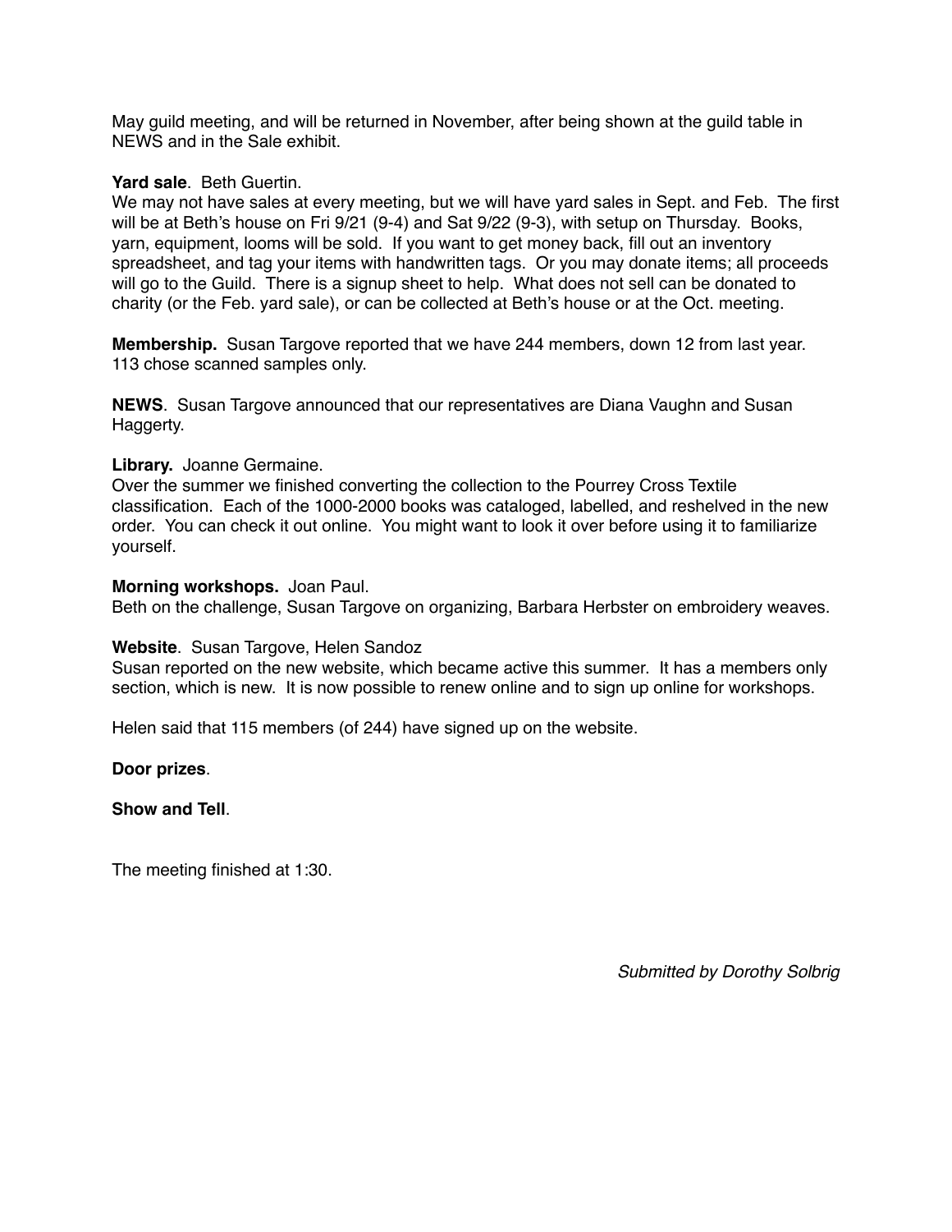May guild meeting, and will be returned in November, after being shown at the guild table in NEWS and in the Sale exhibit.

**Yard sale**. Beth Guertin.
We may not have sales at every meeting, but we will have yard sales in Sept. and Feb. The first will be at Beth's house on Fri 9/21 (9-4) and Sat 9/22 (9-3), with setup on Thursday. Books, yarn, equipment, looms will be sold. If you want to get money back, fill out an inventory spreadsheet, and tag your items with handwritten tags. Or you may donate items; all proceeds will go to the Guild. There is a signup sheet to help. What does not sell can be donated to charity (or the Feb. yard sale), or can be collected at Beth's house or at the Oct. meeting.

**Membership.** Susan Targove reported that we have 244 members, down 12 from last year. 113 chose scanned samples only.

**NEWS**. Susan Targove announced that our representatives are Diana Vaughn and Susan Haggerty.

**Library.** Joanne Germaine.
Over the summer we finished converting the collection to the Pourrey Cross Textile classification. Each of the 1000-2000 books was cataloged, labelled, and reshelved in the new order. You can check it out online. You might want to look it over before using it to familiarize yourself.

**Morning workshops.** Joan Paul.
Beth on the challenge, Susan Targove on organizing, Barbara Herbster on embroidery weaves.

**Website**. Susan Targove, Helen Sandoz
Susan reported on the new website, which became active this summer. It has a members only section, which is new. It is now possible to renew online and to sign up online for workshops.

Helen said that 115 members (of 244) have signed up on the website.

**Door prizes**.

**Show and Tell**.

The meeting finished at 1:30.

*Submitted by Dorothy Solbrig*